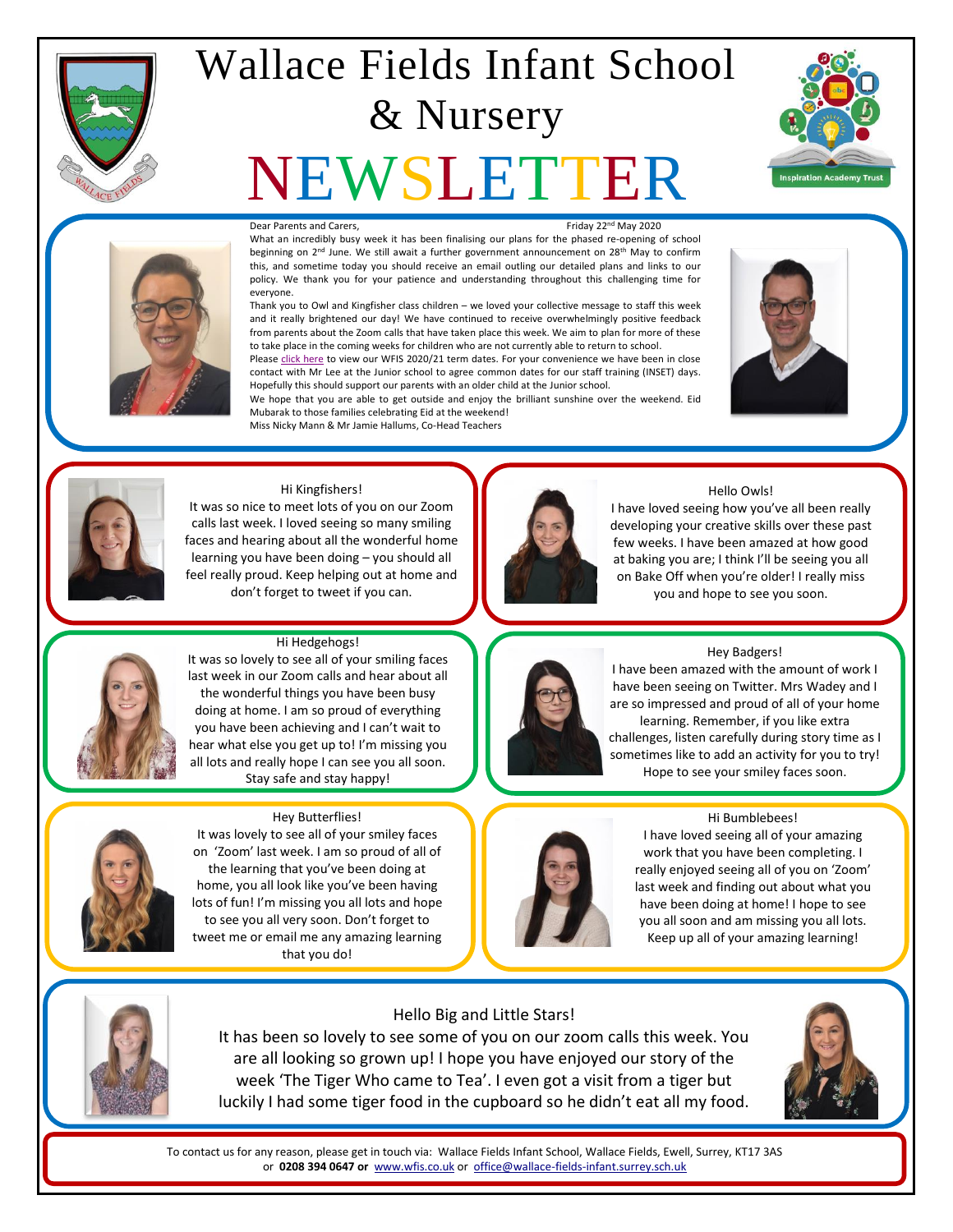# Wallace Fields Infant School & Nursery

# NEWSLETTER

Dear Parents and Carers,

Friday 22nd May 2020

What an incredibly busy week it has been finalising our plans for the phased re-opening of school beginning on 2nd June. We still await a further government announcement on 28th May to confirm this, and sometime today you should receive an email outling our detailed plans and links to our policy. We thank you for your patience and understanding throughout this challenging time for everyone.

Thank you to Owl and Kingfisher class children – we loved your collective message to staff this week and it really brightened our day! We have continued to receive overwhelmingly positive feedback from parents about the Zoom calls that have taken place this week. We aim to plan for more of these to take place in the coming weeks for children who are not currently able to return to school.

Please click here to view our WFIS 2020/21 term dates. For your convenience we have been in close contact with Mr Lee at the Junior school to agree common dates for our staff training (INSET) days. Hopefully this should support our parents with an older child at the Junior school.

We hope that you are able to get outside and enjoy the brilliant sunshine over the weekend. Eid Mubarak to those families celebrating Eid at the weekend!

Miss Nicky Mann & Mr Jamie Hallums, Co-Head Teachers

Hi Kingfishers!

It was so nice to meet lots of you on our Zoom calls last week. I loved seeing so many smiling faces and hearing about all the wonderful home learning you have been doing – you should all feel really proud. Keep helping out at home and don't forget to tweet if you can.

Hello Owls!

I have loved seeing how you've all been really developing your creative skills over these past few weeks. I have been amazed at how good at baking you are; I think I'll be seeing you all on Bake Off when you're older! I really miss you and hope to see you soon.

Hi Hedgehogs!

It was so lovely to see all of your smiling faces last week in our Zoom calls and hear about all the wonderful things you have been busy doing at home. I am so proud of everything you have been achieving and I can't wait to hear what else you get up to! I'm missing you all lots and really hope I can see you all soon. Stay safe and stay happy!

Hey Badgers!

I have been amazed with the amount of work I have been seeing on Twitter. Mrs Wadey and I are so impressed and proud of all of your home learning. Remember, if you like extra challenges, listen carefully during story time as I sometimes like to add an activity for you to try! Hope to see your smiley faces soon.

Hey Butterflies!

It was lovely to see all of your smiley faces on 'Zoom' last week. I am so proud of all of the learning that you've been doing at home, you all look like you've been having lots of fun! I'm missing you all lots and hope to see you all very soon. Don't forget to tweet me or email me any amazing learning that you do!

Hi Bumblebees!

I have loved seeing all of your amazing work that you have been completing. I really enjoyed seeing all of you on 'Zoom' last week and finding out about what you have been doing at home! I hope to see you all soon and am missing you all lots. Keep up all of your amazing learning!

Hello Big and Little Stars!

It has been so lovely to see some of you on our zoom calls this week. You are all looking so grown up! I hope you have enjoyed our story of the week 'The Tiger Who came to Tea'. I even got a visit from a tiger but luckily I had some tiger food in the cupboard so he didn't eat all my food.

To contact us for any reason, please get in touch via: Wallace Fields Infant School, Wallace Fields, Ewell, Surrey, KT17 3AS or **0208 394 0647 or** www.wfis.co.uk or office@wallace-fields-infant.surrey.sch.uk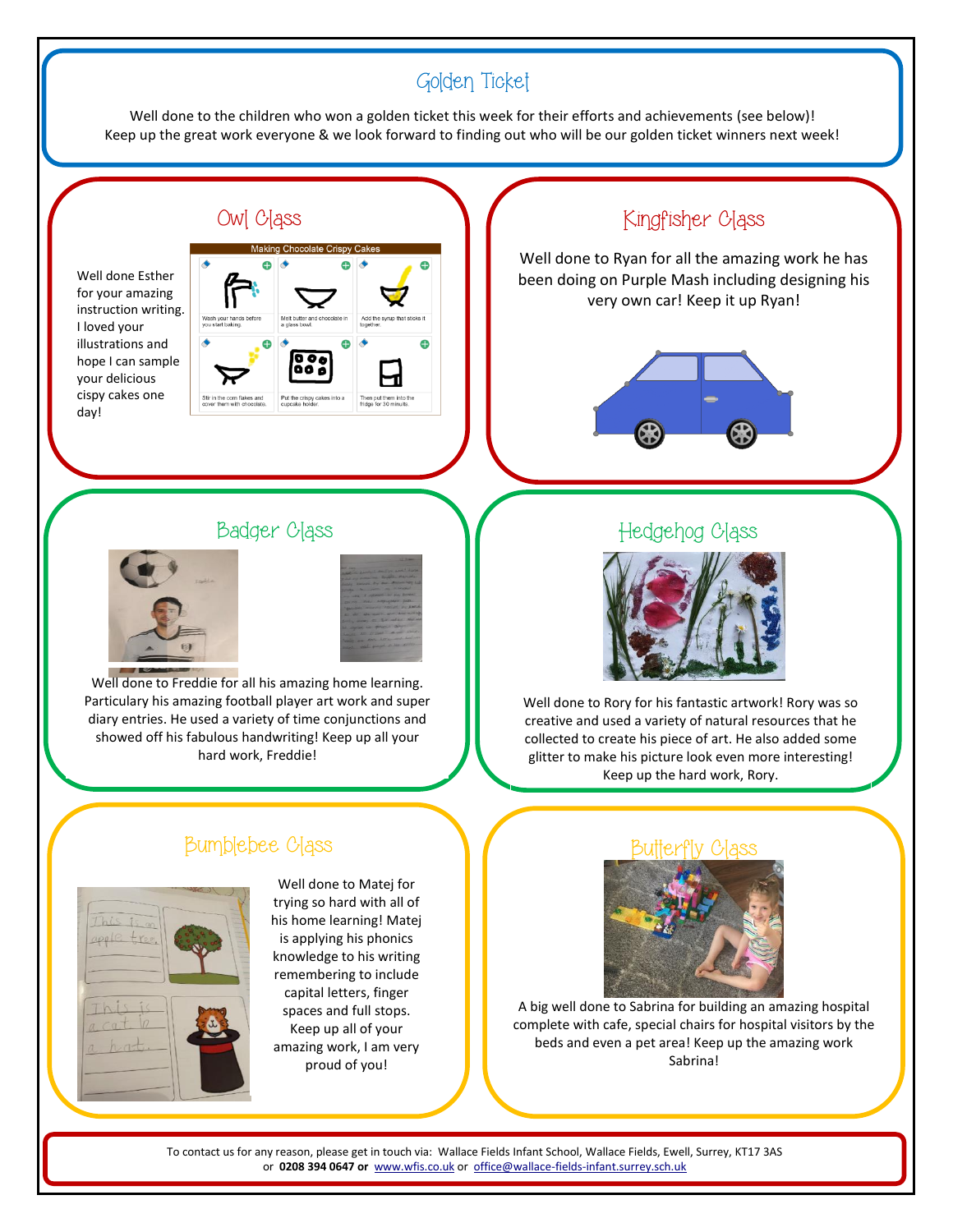## Golden Ticket

Well done to the children who won a golden ticket this week for their efforts and achievements (see below)!
Keep up the great work everyone & we look forward to finding out who will be our golden ticket winners next week!

### Owl Class

Well done Esther for your amazing instruction writing. I loved your illustrations and hope I can sample your delicious cispy cakes one day!

### Kingfisher Class

Well done to Ryan for all the amazing work he has been doing on Purple Mash including designing his very own car! Keep it up Ryan!

### Badger Class

Well done to Freddie for all his amazing home learning. Particulary his amazing football player art work and super diary entries. He used a variety of time conjunctions and showed off his fabulous handwriting! Keep up all your hard work, Freddie!

### Hedgehog Class

Well done to Rory for his fantastic artwork! Rory was so creative and used a variety of natural resources that he collected to create his piece of art. He also added some glitter to make his picture look even more interesting! Keep up the hard work, Rory.

### Bumblebee Class

Well done to Matej for trying so hard with all of his home learning! Matej is applying his phonics knowledge to his writing remembering to include capital letters, finger spaces and full stops. Keep up all of your amazing work, I am very proud of you!

### Butterfly Class

A big well done to Sabrina for building an amazing hospital complete with cafe, special chairs for hospital visitors by the beds and even a pet area! Keep up the amazing work Sabrina!

To contact us for any reason, please get in touch via: Wallace Fields Infant School, Wallace Fields, Ewell, Surrey, KT17 3AS or **0208 394 0647 or** www.wfis.co.uk or office@wallace-fields-infant.surrey.sch.uk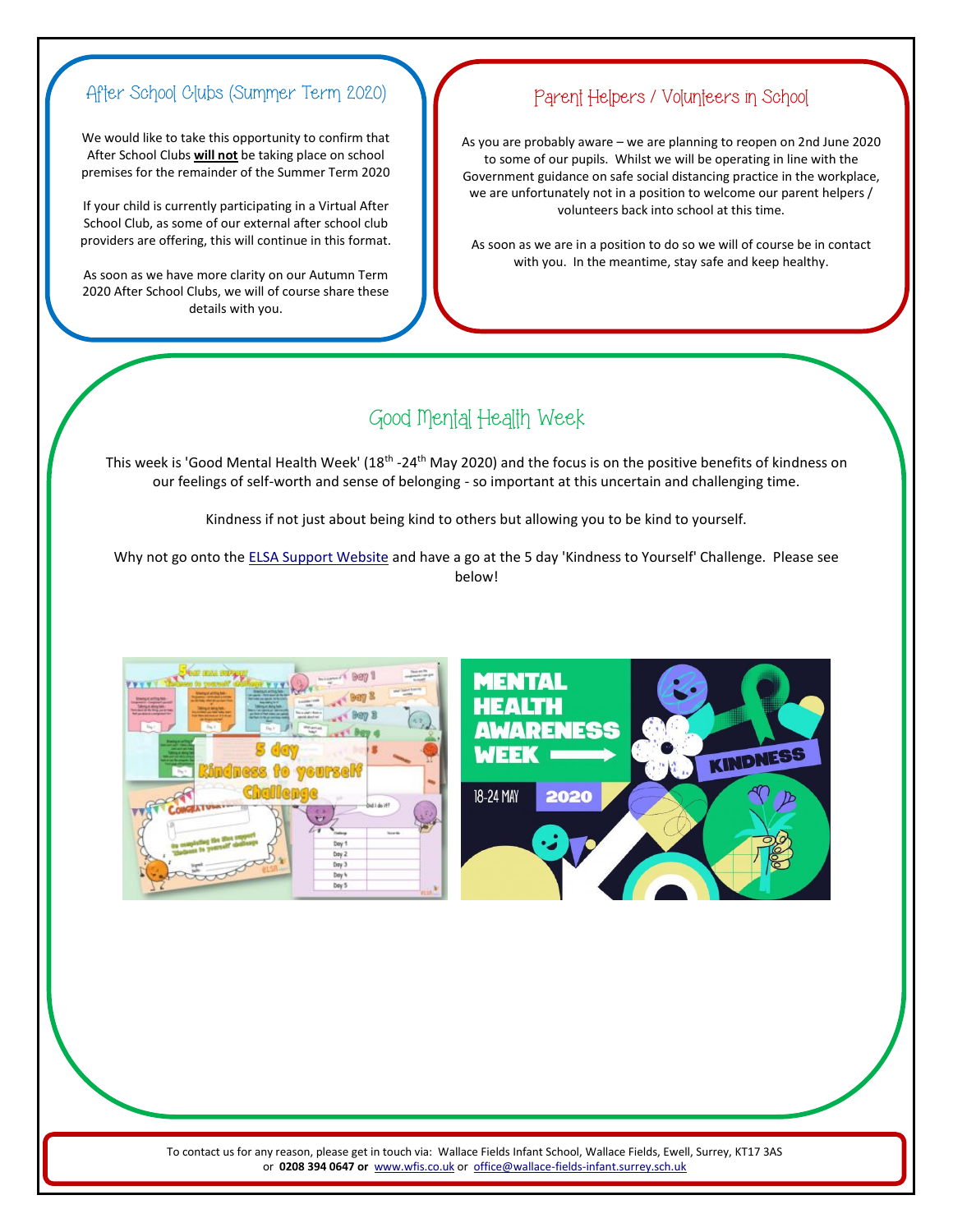## After School Clubs (Summer Term 2020)

We would like to take this opportunity to confirm that After School Clubs **will not** be taking place on school premises for the remainder of the Summer Term 2020

If your child is currently participating in a Virtual After School Club, as some of our external after school club providers are offering, this will continue in this format.

As soon as we have more clarity on our Autumn Term 2020 After School Clubs, we will of course share these details with you.

## Parent Helpers / Volunteers in School

As you are probably aware – we are planning to reopen on 2nd June 2020 to some of our pupils. Whilst we will be operating in line with the Government guidance on safe social distancing practice in the workplace, we are unfortunately not in a position to welcome our parent helpers / volunteers back into school at this time.

As soon as we are in a position to do so we will of course be in contact with you. In the meantime, stay safe and keep healthy.

## Good Mental Health Week

This week is 'Good Mental Health Week' (18th -24th May 2020) and the focus is on the positive benefits of kindness on our feelings of self-worth and sense of belonging - so important at this uncertain and challenging time.

Kindness if not just about being kind to others but allowing you to be kind to yourself.

Why not go onto the ELSA Support Website and have a go at the 5 day 'Kindness to Yourself' Challenge. Please see below!

To contact us for any reason, please get in touch via: Wallace Fields Infant School, Wallace Fields, Ewell, Surrey, KT17 3AS or **0208 394 0647 or** www.wfis.co.uk or office@wallace-fields-infant.surrey.sch.uk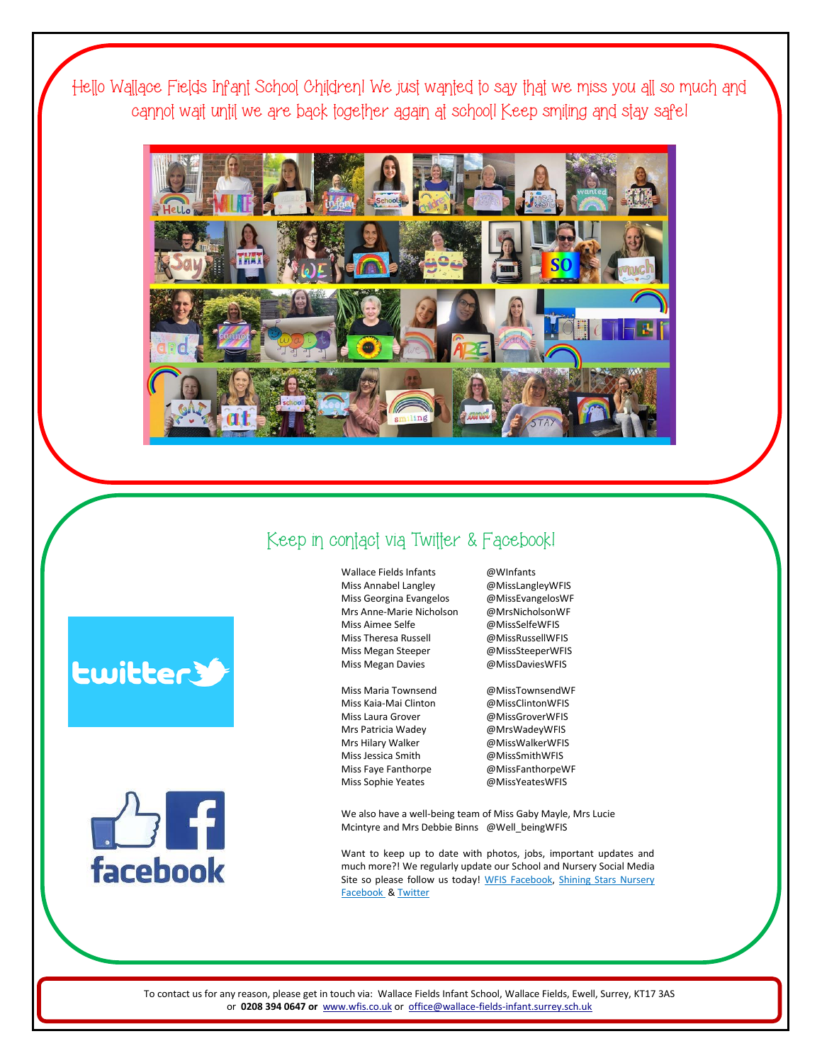Hello Wallace Fields Infant School Children! We just wanted to say that we miss you all so much and cannot wait until we are back together again at school! Keep smiling and stay safe!

## Keep in contact via Twitter & Facebook!

| | |
|---|---|
| Wallace Fields Infants | @WInfants |
| Miss Annabel Langley | @MissLangleyWFIS |
| Miss Georgina Evangelos | @MissEvangelosWF |
| Mrs Anne-Marie Nicholson | @MrsNicholsonWF |
| Miss Aimee Selfe | @MissSelfeWFIS |
| Miss Theresa Russell | @MissRussellWFIS |
| Miss Megan Steeper | @MissSteeperWFIS |
| Miss Megan Davies | @MissDaviesWFIS |
| Miss Maria Townsend | @MissTownsendWF |
| Miss Kaia-Mai Clinton | @MissClintonWFIS |
| Miss Laura Grover | @MissGroverWFIS |
| Mrs Patricia Wadey | @MrsWadeyWFIS |
| Mrs Hilary Walker | @MissWalkerWFIS |
| Miss Jessica Smith | @MissSmithWFIS |
| Miss Faye Fanthorpe | @MissFanthorpeWF |
| Miss Sophie Yeates | @MissYeatesWFIS |

We also have a well-being team of Miss Gaby Mayle, Mrs Lucie Mcintyre and Mrs Debbie Binns @Well_beingWFIS

Want to keep up to date with photos, jobs, important updates and much more?! We regularly update our School and Nursery Social Media Site so please follow us today! WFIS Facebook, Shining Stars Nursery Facebook & Twitter

To contact us for any reason, please get in touch via: Wallace Fields Infant School, Wallace Fields, Ewell, Surrey, KT17 3AS or **0208 394 0647 or** www.wfis.co.uk or office@wallace-fields-infant.surrey.sch.uk